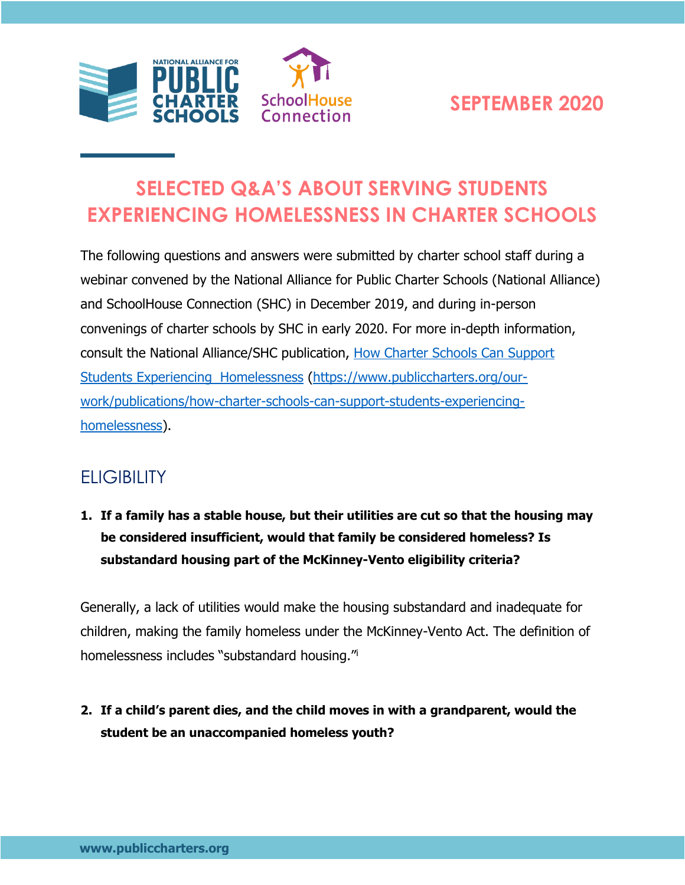SEPTEMBER 2020

# SELECTED Q&A'S ABOUT SERVING STUDENTS EXPERIENCING HOMELESSNESS IN CHARTER SCHOOLS

The following questions and answers were submitted by charter school staff during a webinar convened by the National Alliance for Public Charter Schools (National Alliance) and SchoolHouse Connection (SHC) in December 2019, and during in-person convenings of charter schools by SHC in early 2020. For more in-depth information, consult the National Alliance/SHC publication, [How Charter Schools Can Support Students Experiencing Homelessness](https://www.publiccharters.org/our-work/publications/how-charter-schools-can-support-students-experiencing-homelessness) (https://www.publiccharters.org/our-work/publications/how-charter-schools-can-support-students-experiencing-homelessness).

## ELIGIBILITY

1. **If a family has a stable house, but their utilities are cut so that the housing may be considered insufficient, would that family be considered homeless? Is substandard housing part of the McKinney-Vento eligibility criteria?**

Generally, a lack of utilities would make the housing substandard and inadequate for children, making the family homeless under the McKinney-Vento Act. The definition of homelessness includes "substandard housing."[i]

2. **If a child's parent dies, and the child moves in with a grandparent, would the student be an unaccompanied homeless youth?**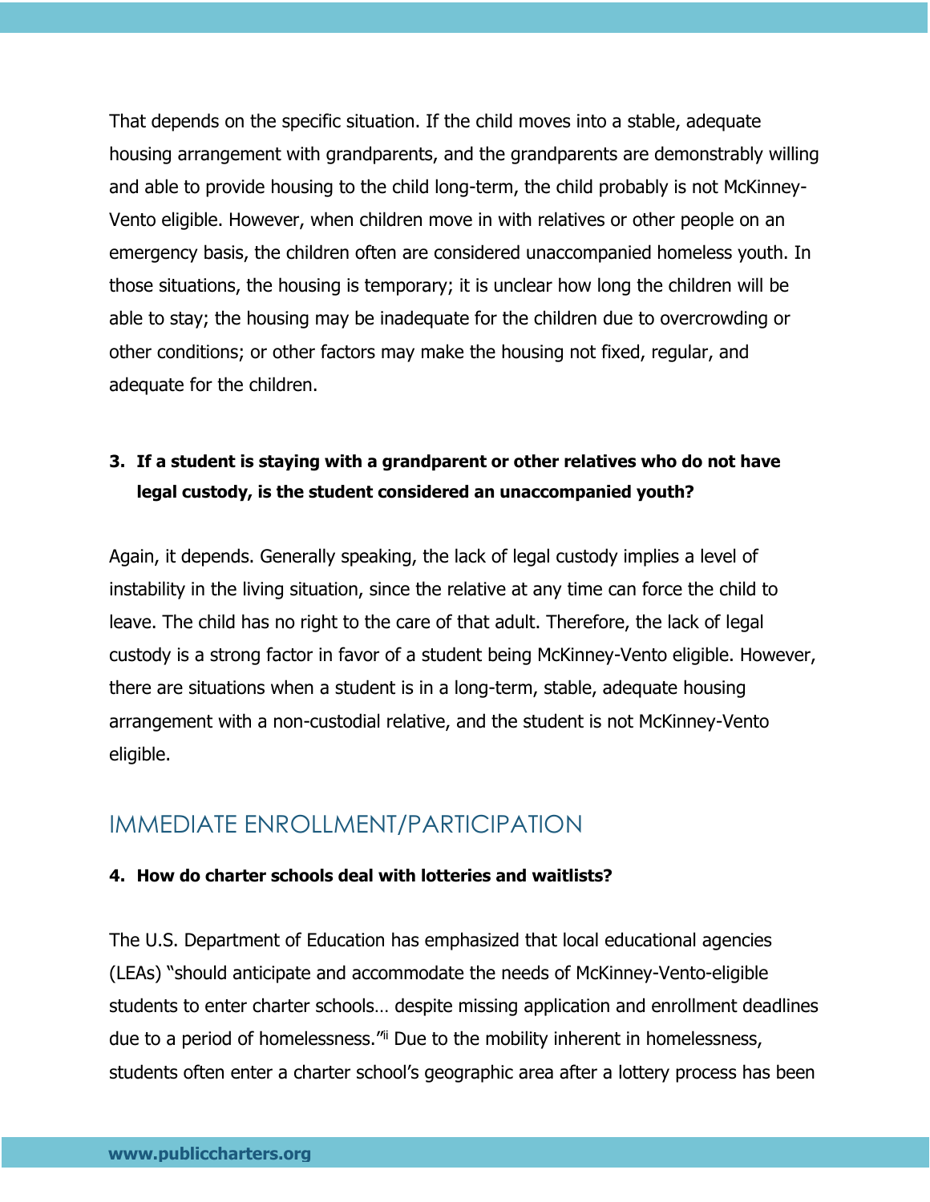That depends on the specific situation. If the child moves into a stable, adequate housing arrangement with grandparents, and the grandparents are demonstrably willing and able to provide housing to the child long-term, the child probably is not McKinney-Vento eligible. However, when children move in with relatives or other people on an emergency basis, the children often are considered unaccompanied homeless youth. In those situations, the housing is temporary; it is unclear how long the children will be able to stay; the housing may be inadequate for the children due to overcrowding or other conditions; or other factors may make the housing not fixed, regular, and adequate for the children.

3. **If a student is staying with a grandparent or other relatives who do not have legal custody, is the student considered an unaccompanied youth?**

Again, it depends. Generally speaking, the lack of legal custody implies a level of instability in the living situation, since the relative at any time can force the child to leave. The child has no right to the care of that adult. Therefore, the lack of legal custody is a strong factor in favor of a student being McKinney-Vento eligible. However, there are situations when a student is in a long-term, stable, adequate housing arrangement with a non-custodial relative, and the student is not McKinney-Vento eligible.

## IMMEDIATE ENROLLMENT/PARTICIPATION

4. **How do charter schools deal with lotteries and waitlists?**

The U.S. Department of Education has emphasized that local educational agencies (LEAs) "should anticipate and accommodate the needs of McKinney-Vento-eligible students to enter charter schools… despite missing application and enrollment deadlines due to a period of homelessness."[ii] Due to the mobility inherent in homelessness, students often enter a charter school's geographic area after a lottery process has been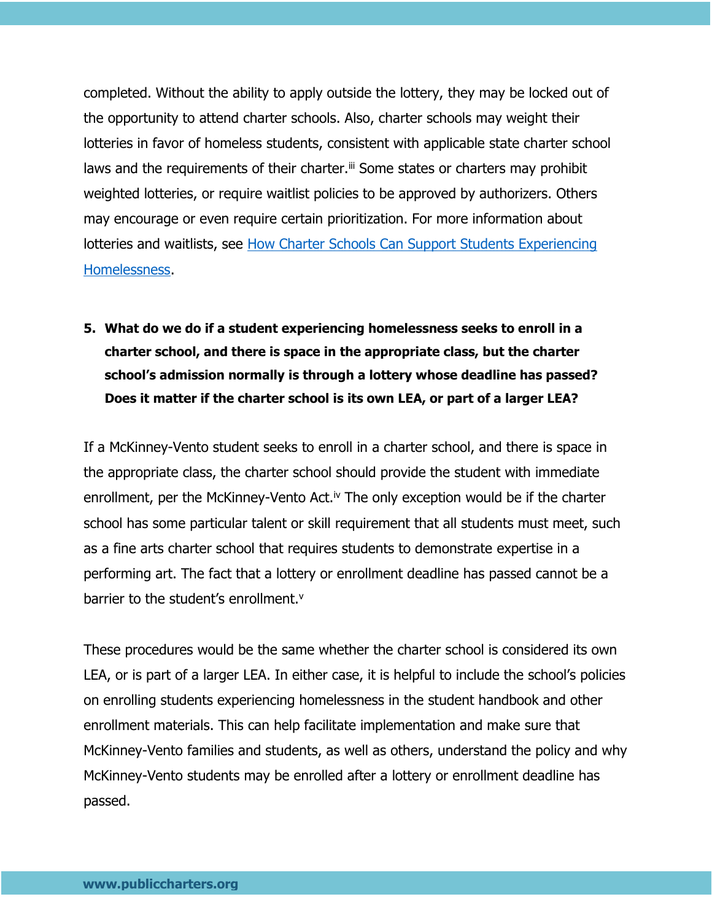completed. Without the ability to apply outside the lottery, they may be locked out of the opportunity to attend charter schools. Also, charter schools may weight their lotteries in favor of homeless students, consistent with applicable state charter school laws and the requirements of their charter.[iii] Some states or charters may prohibit weighted lotteries, or require waitlist policies to be approved by authorizers. Others may encourage or even require certain prioritization. For more information about lotteries and waitlists, see [How Charter Schools Can Support Students Experiencing Homelessness](https://www.publiccharters.org).

5. **What do we do if a student experiencing homelessness seeks to enroll in a charter school, and there is space in the appropriate class, but the charter school's admission normally is through a lottery whose deadline has passed? Does it matter if the charter school is its own LEA, or part of a larger LEA?**

If a McKinney-Vento student seeks to enroll in a charter school, and there is space in the appropriate class, the charter school should provide the student with immediate enrollment, per the McKinney-Vento Act.[iv] The only exception would be if the charter school has some particular talent or skill requirement that all students must meet, such as a fine arts charter school that requires students to demonstrate expertise in a performing art. The fact that a lottery or enrollment deadline has passed cannot be a barrier to the student's enrollment.[v]

These procedures would be the same whether the charter school is considered its own LEA, or is part of a larger LEA. In either case, it is helpful to include the school's policies on enrolling students experiencing homelessness in the student handbook and other enrollment materials. This can help facilitate implementation and make sure that McKinney-Vento families and students, as well as others, understand the policy and why McKinney-Vento students may be enrolled after a lottery or enrollment deadline has passed.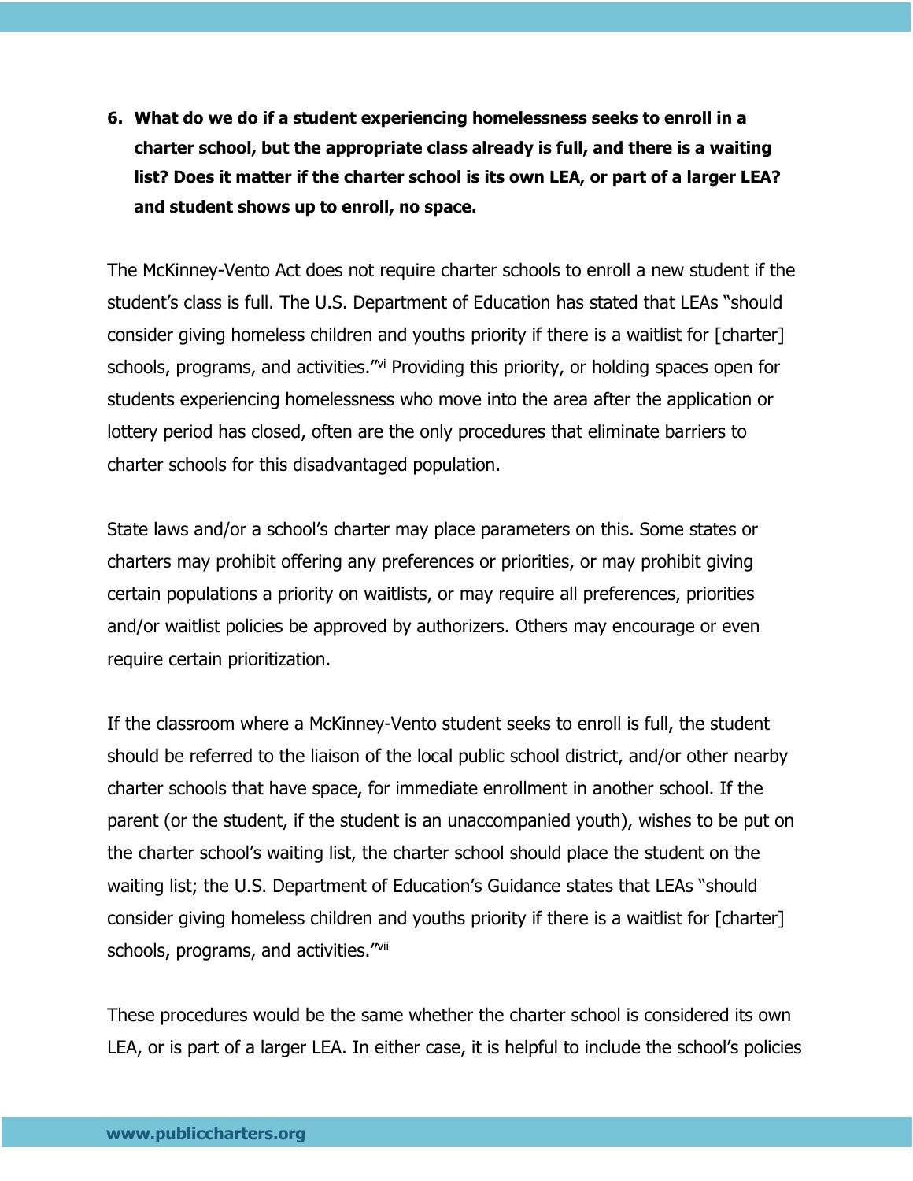6. **What do we do if a student experiencing homelessness seeks to enroll in a charter school, but the appropriate class already is full, and there is a waiting list? Does it matter if the charter school is its own LEA, or part of a larger LEA? and student shows up to enroll, no space.**

The McKinney-Vento Act does not require charter schools to enroll a new student if the student's class is full. The U.S. Department of Education has stated that LEAs "should consider giving homeless children and youths priority if there is a waitlist for [charter] schools, programs, and activities."[vi] Providing this priority, or holding spaces open for students experiencing homelessness who move into the area after the application or lottery period has closed, often are the only procedures that eliminate barriers to charter schools for this disadvantaged population.

State laws and/or a school's charter may place parameters on this. Some states or charters may prohibit offering any preferences or priorities, or may prohibit giving certain populations a priority on waitlists, or may require all preferences, priorities and/or waitlist policies be approved by authorizers. Others may encourage or even require certain prioritization.

If the classroom where a McKinney-Vento student seeks to enroll is full, the student should be referred to the liaison of the local public school district, and/or other nearby charter schools that have space, for immediate enrollment in another school. If the parent (or the student, if the student is an unaccompanied youth), wishes to be put on the charter school's waiting list, the charter school should place the student on the waiting list; the U.S. Department of Education's Guidance states that LEAs "should consider giving homeless children and youths priority if there is a waitlist for [charter] schools, programs, and activities."[vii]

These procedures would be the same whether the charter school is considered its own LEA, or is part of a larger LEA. In either case, it is helpful to include the school's policies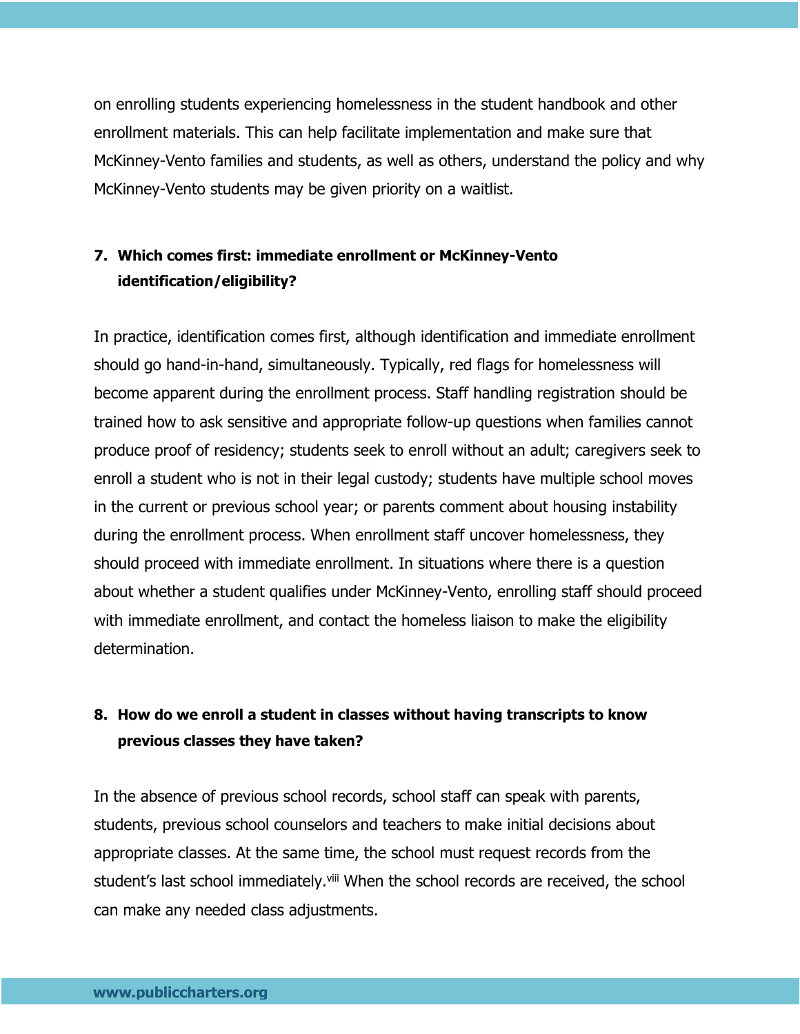on enrolling students experiencing homelessness in the student handbook and other enrollment materials. This can help facilitate implementation and make sure that McKinney-Vento families and students, as well as others, understand the policy and why McKinney-Vento students may be given priority on a waitlist.

**7. Which comes first: immediate enrollment or McKinney-Vento identification/eligibility?**

In practice, identification comes first, although identification and immediate enrollment should go hand-in-hand, simultaneously. Typically, red flags for homelessness will become apparent during the enrollment process. Staff handling registration should be trained how to ask sensitive and appropriate follow-up questions when families cannot produce proof of residency; students seek to enroll without an adult; caregivers seek to enroll a student who is not in their legal custody; students have multiple school moves in the current or previous school year; or parents comment about housing instability during the enrollment process. When enrollment staff uncover homelessness, they should proceed with immediate enrollment. In situations where there is a question about whether a student qualifies under McKinney-Vento, enrolling staff should proceed with immediate enrollment, and contact the homeless liaison to make the eligibility determination.

**8. How do we enroll a student in classes without having transcripts to know previous classes they have taken?**

In the absence of previous school records, school staff can speak with parents, students, previous school counselors and teachers to make initial decisions about appropriate classes. At the same time, the school must request records from the student's last school immediately.[viii] When the school records are received, the school can make any needed class adjustments.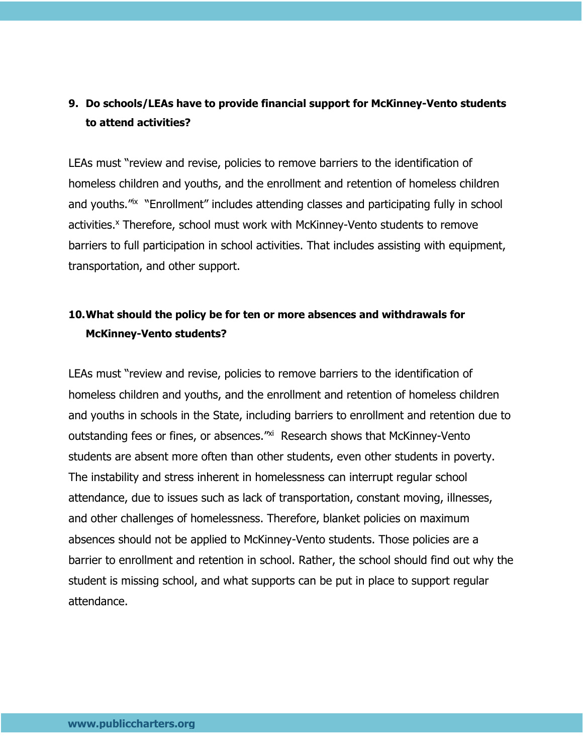**9. Do schools/LEAs have to provide financial support for McKinney-Vento students to attend activities?**

LEAs must "review and revise, policies to remove barriers to the identification of homeless children and youths, and the enrollment and retention of homeless children and youths."[ix] "Enrollment" includes attending classes and participating fully in school activities.[x] Therefore, school must work with McKinney-Vento students to remove barriers to full participation in school activities. That includes assisting with equipment, transportation, and other support.

**10. What should the policy be for ten or more absences and withdrawals for McKinney-Vento students?**

LEAs must "review and revise, policies to remove barriers to the identification of homeless children and youths, and the enrollment and retention of homeless children and youths in schools in the State, including barriers to enrollment and retention due to outstanding fees or fines, or absences."[xi] Research shows that McKinney-Vento students are absent more often than other students, even other students in poverty. The instability and stress inherent in homelessness can interrupt regular school attendance, due to issues such as lack of transportation, constant moving, illnesses, and other challenges of homelessness. Therefore, blanket policies on maximum absences should not be applied to McKinney-Vento students. Those policies are a barrier to enrollment and retention in school. Rather, the school should find out why the student is missing school, and what supports can be put in place to support regular attendance.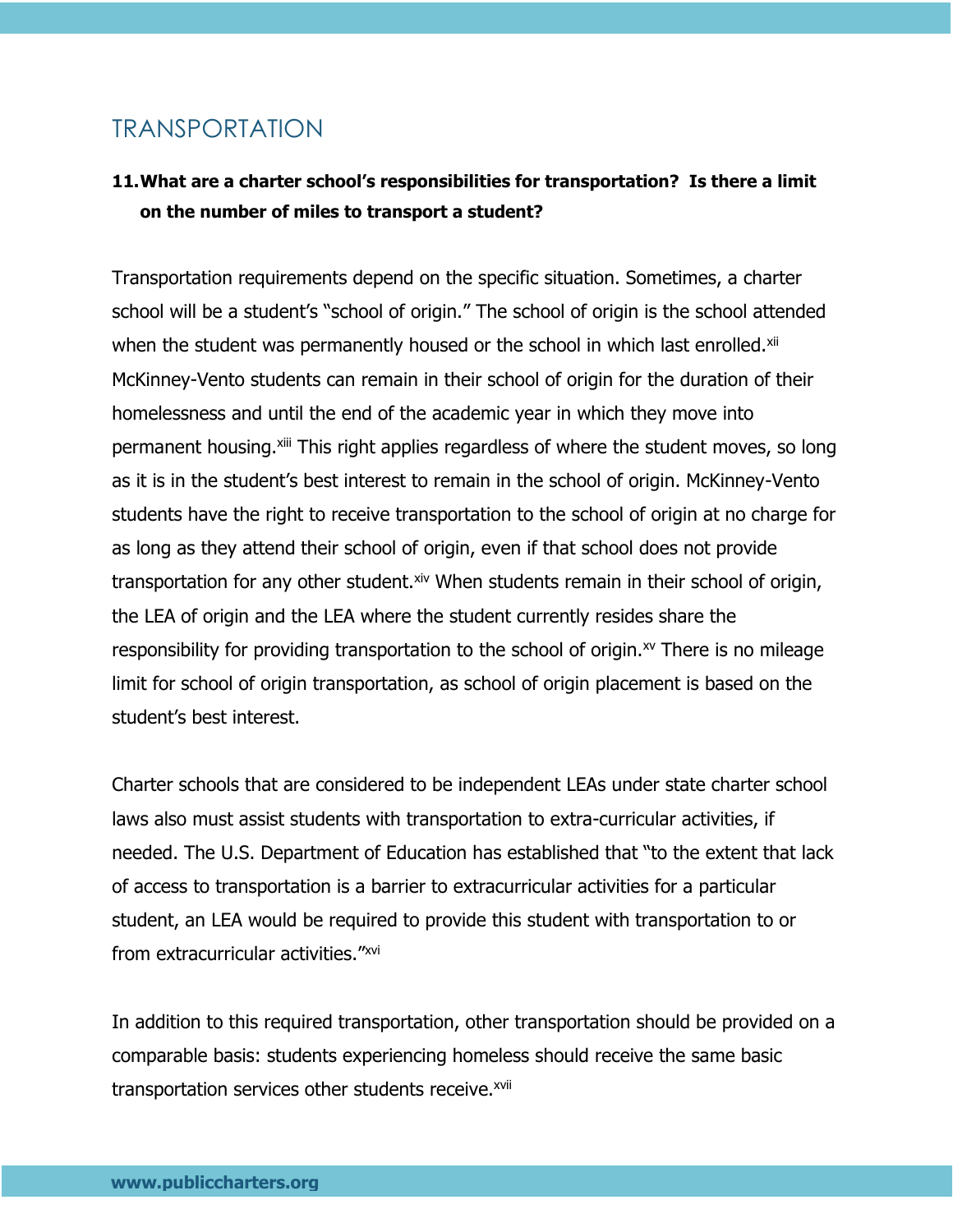## TRANSPORTATION

**11. What are a charter school's responsibilities for transportation? Is there a limit on the number of miles to transport a student?**

Transportation requirements depend on the specific situation. Sometimes, a charter school will be a student's "school of origin." The school of origin is the school attended when the student was permanently housed or the school in which last enrolled.[xii] McKinney-Vento students can remain in their school of origin for the duration of their homelessness and until the end of the academic year in which they move into permanent housing.[xiii] This right applies regardless of where the student moves, so long as it is in the student's best interest to remain in the school of origin. McKinney-Vento students have the right to receive transportation to the school of origin at no charge for as long as they attend their school of origin, even if that school does not provide transportation for any other student.[xiv] When students remain in their school of origin, the LEA of origin and the LEA where the student currently resides share the responsibility for providing transportation to the school of origin.[xv] There is no mileage limit for school of origin transportation, as school of origin placement is based on the student's best interest.

Charter schools that are considered to be independent LEAs under state charter school laws also must assist students with transportation to extra-curricular activities, if needed. The U.S. Department of Education has established that "to the extent that lack of access to transportation is a barrier to extracurricular activities for a particular student, an LEA would be required to provide this student with transportation to or from extracurricular activities."[xvi]

In addition to this required transportation, other transportation should be provided on a comparable basis: students experiencing homeless should receive the same basic transportation services other students receive.[xvii]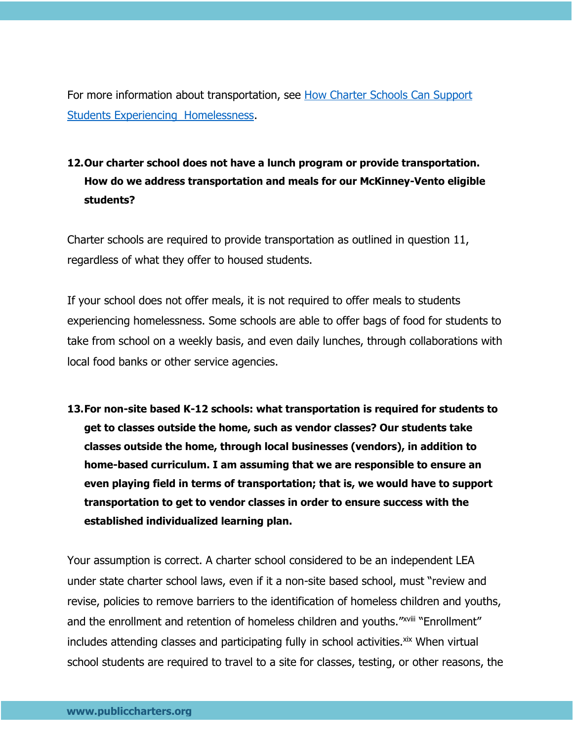For more information about transportation, see [How Charter Schools Can Support Students Experiencing Homelessness](#).

**12. Our charter school does not have a lunch program or provide transportation. How do we address transportation and meals for our McKinney-Vento eligible students?**

Charter schools are required to provide transportation as outlined in question 11, regardless of what they offer to housed students.

If your school does not offer meals, it is not required to offer meals to students experiencing homelessness. Some schools are able to offer bags of food for students to take from school on a weekly basis, and even daily lunches, through collaborations with local food banks or other service agencies.

**13. For non-site based K-12 schools: what transportation is required for students to get to classes outside the home, such as vendor classes? Our students take classes outside the home, through local businesses (vendors), in addition to home-based curriculum. I am assuming that we are responsible to ensure an even playing field in terms of transportation; that is, we would have to support transportation to get to vendor classes in order to ensure success with the established individualized learning plan.**

Your assumption is correct. A charter school considered to be an independent LEA under state charter school laws, even if it a non-site based school, must "review and revise, policies to remove barriers to the identification of homeless children and youths, and the enrollment and retention of homeless children and youths."[xviii] "Enrollment" includes attending classes and participating fully in school activities.[xix] When virtual school students are required to travel to a site for classes, testing, or other reasons, the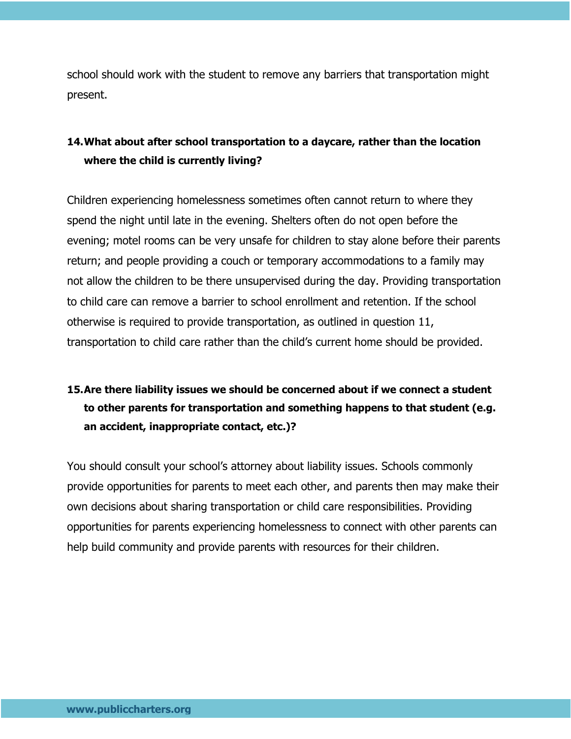school should work with the student to remove any barriers that transportation might present.

**14. What about after school transportation to a daycare, rather than the location where the child is currently living?**

Children experiencing homelessness sometimes often cannot return to where they spend the night until late in the evening. Shelters often do not open before the evening; motel rooms can be very unsafe for children to stay alone before their parents return; and people providing a couch or temporary accommodations to a family may not allow the children to be there unsupervised during the day. Providing transportation to child care can remove a barrier to school enrollment and retention. If the school otherwise is required to provide transportation, as outlined in question 11, transportation to child care rather than the child's current home should be provided.

**15. Are there liability issues we should be concerned about if we connect a student to other parents for transportation and something happens to that student (e.g. an accident, inappropriate contact, etc.)?**

You should consult your school's attorney about liability issues. Schools commonly provide opportunities for parents to meet each other, and parents then may make their own decisions about sharing transportation or child care responsibilities. Providing opportunities for parents experiencing homelessness to connect with other parents can help build community and provide parents with resources for their children.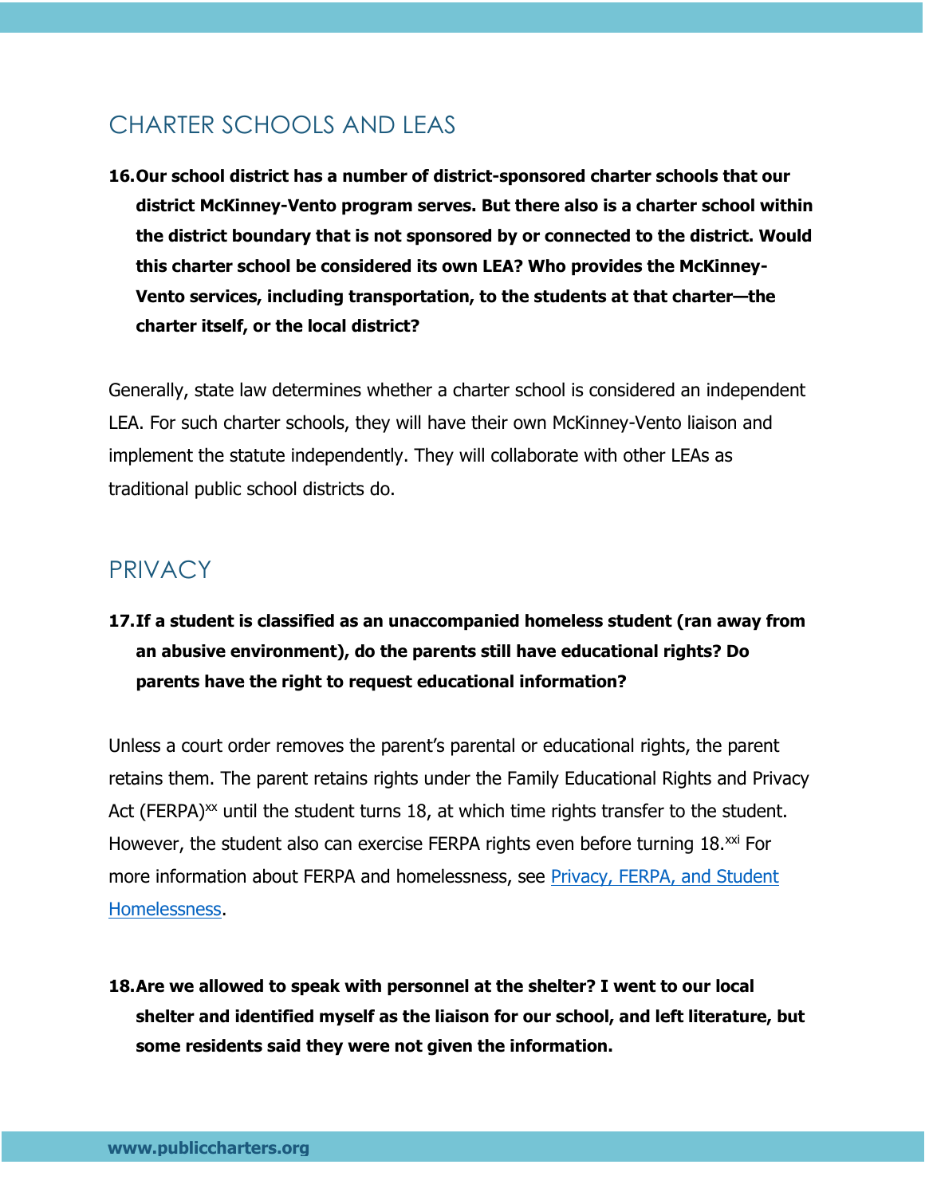## CHARTER SCHOOLS AND LEAS

**16. Our school district has a number of district-sponsored charter schools that our district McKinney-Vento program serves. But there also is a charter school within the district boundary that is not sponsored by or connected to the district. Would this charter school be considered its own LEA? Who provides the McKinney-Vento services, including transportation, to the students at that charter—the charter itself, or the local district?**

Generally, state law determines whether a charter school is considered an independent LEA. For such charter schools, they will have their own McKinney-Vento liaison and implement the statute independently. They will collaborate with other LEAs as traditional public school districts do.

## PRIVACY

**17. If a student is classified as an unaccompanied homeless student (ran away from an abusive environment), do the parents still have educational rights? Do parents have the right to request educational information?**

Unless a court order removes the parent's parental or educational rights, the parent retains them. The parent retains rights under the Family Educational Rights and Privacy Act (FERPA)[xx] until the student turns 18, at which time rights transfer to the student. However, the student also can exercise FERPA rights even before turning 18.[xxi] For more information about FERPA and homelessness, see [Privacy, FERPA, and Student Homelessness](Privacy, FERPA, and Student Homelessness).

**18. Are we allowed to speak with personnel at the shelter? I went to our local shelter and identified myself as the liaison for our school, and left literature, but some residents said they were not given the information.**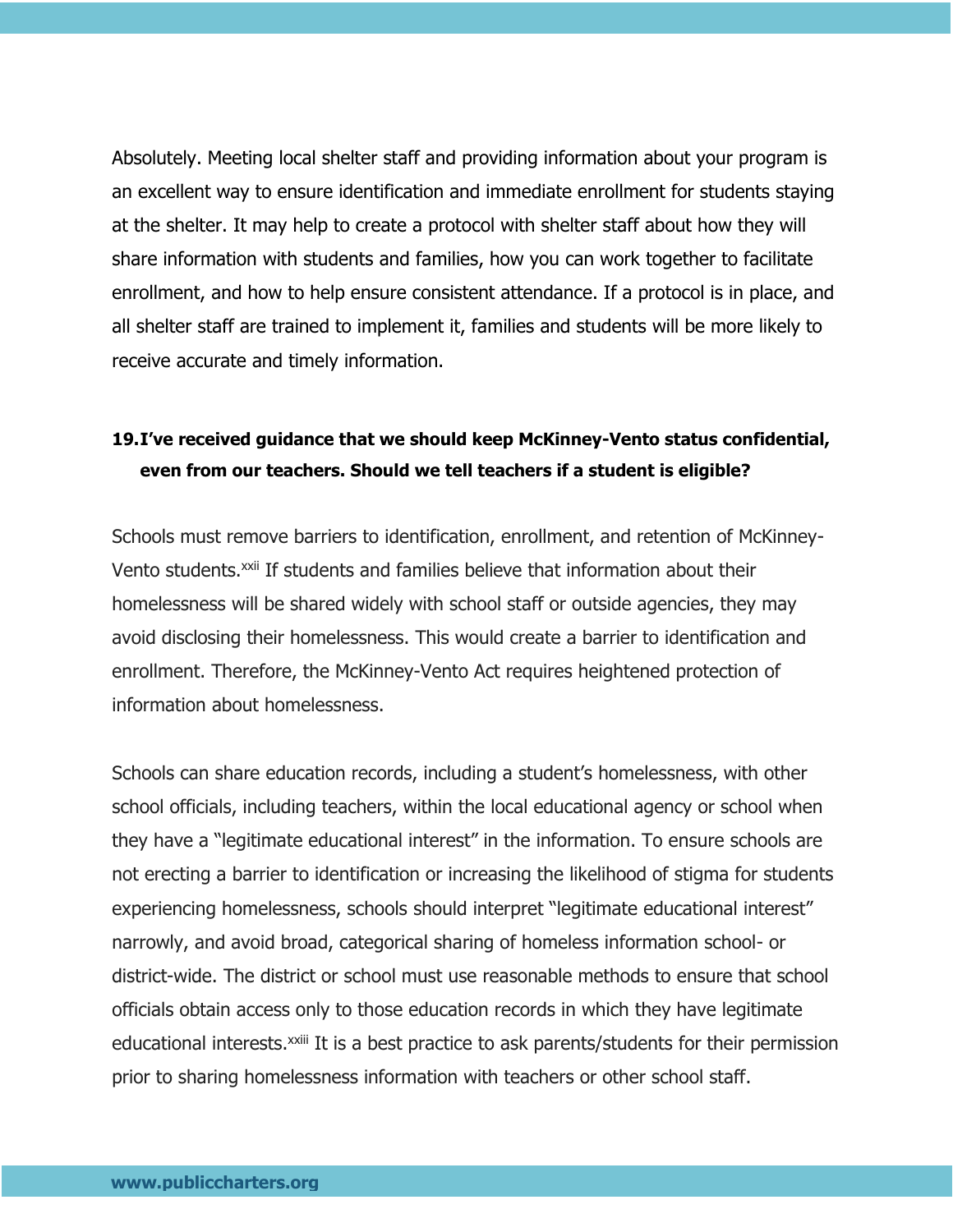Absolutely. Meeting local shelter staff and providing information about your program is an excellent way to ensure identification and immediate enrollment for students staying at the shelter. It may help to create a protocol with shelter staff about how they will share information with students and families, how you can work together to facilitate enrollment, and how to help ensure consistent attendance. If a protocol is in place, and all shelter staff are trained to implement it, families and students will be more likely to receive accurate and timely information.

**19. I've received guidance that we should keep McKinney-Vento status confidential, even from our teachers. Should we tell teachers if a student is eligible?**

Schools must remove barriers to identification, enrollment, and retention of McKinney-Vento students.[xxii] If students and families believe that information about their homelessness will be shared widely with school staff or outside agencies, they may avoid disclosing their homelessness. This would create a barrier to identification and enrollment. Therefore, the McKinney-Vento Act requires heightened protection of information about homelessness.

Schools can share education records, including a student's homelessness, with other school officials, including teachers, within the local educational agency or school when they have a "legitimate educational interest" in the information. To ensure schools are not erecting a barrier to identification or increasing the likelihood of stigma for students experiencing homelessness, schools should interpret "legitimate educational interest" narrowly, and avoid broad, categorical sharing of homeless information school- or district-wide. The district or school must use reasonable methods to ensure that school officials obtain access only to those education records in which they have legitimate educational interests.[xxiii] It is a best practice to ask parents/students for their permission prior to sharing homelessness information with teachers or other school staff.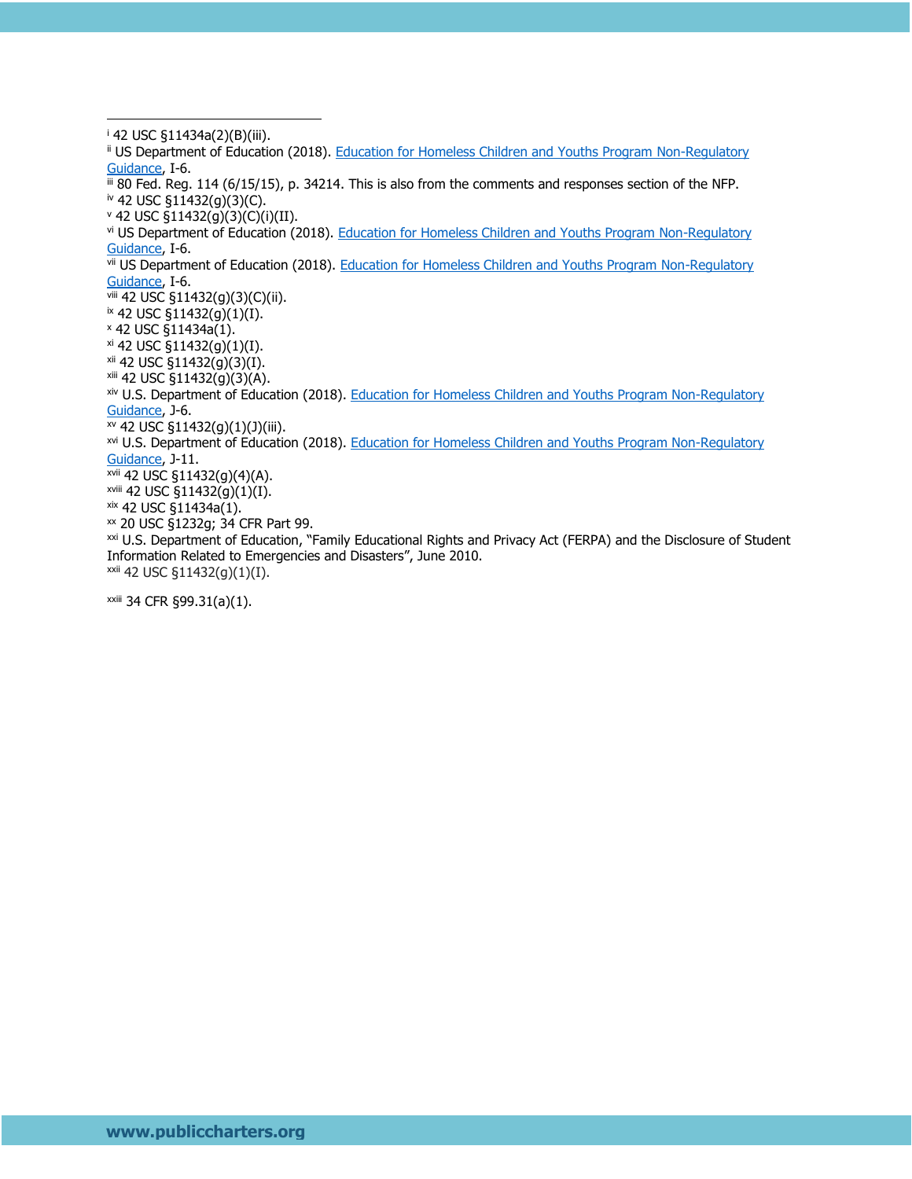[i] 42 USC §11434a(2)(B)(iii).

[ii] US Department of Education (2018). Education for Homeless Children and Youths Program Non-Regulatory Guidance, I-6.

[iii] 80 Fed. Reg. 114 (6/15/15), p. 34214. This is also from the comments and responses section of the NFP.

[iv] 42 USC §11432(g)(3)(C).

[v] 42 USC §11432(g)(3)(C)(i)(II).

[vi] US Department of Education (2018). Education for Homeless Children and Youths Program Non-Regulatory Guidance, I-6.

[vii] US Department of Education (2018). Education for Homeless Children and Youths Program Non-Regulatory Guidance, I-6.

[viii] 42 USC §11432(g)(3)(C)(ii).

[ix] 42 USC §11432(g)(1)(I).

[x] 42 USC §11434a(1).

[xi] 42 USC §11432(g)(1)(I).

[xii] 42 USC §11432(g)(3)(I).

[xiii] 42 USC §11432(g)(3)(A).

[xiv] U.S. Department of Education (2018). Education for Homeless Children and Youths Program Non-Regulatory Guidance, J-6.

[xv] 42 USC §11432(g)(1)(J)(iii).

[xvi] U.S. Department of Education (2018). Education for Homeless Children and Youths Program Non-Regulatory Guidance, J-11.

[xvii] 42 USC §11432(g)(4)(A).

[xviii] 42 USC §11432(g)(1)(I).

[xix] 42 USC §11434a(1).

[xx] 20 USC §1232g; 34 CFR Part 99.

[xxi] U.S. Department of Education, "Family Educational Rights and Privacy Act (FERPA) and the Disclosure of Student Information Related to Emergencies and Disasters", June 2010.

[xxii] 42 USC §11432(g)(1)(I).

[xxiii] 34 CFR §99.31(a)(1).